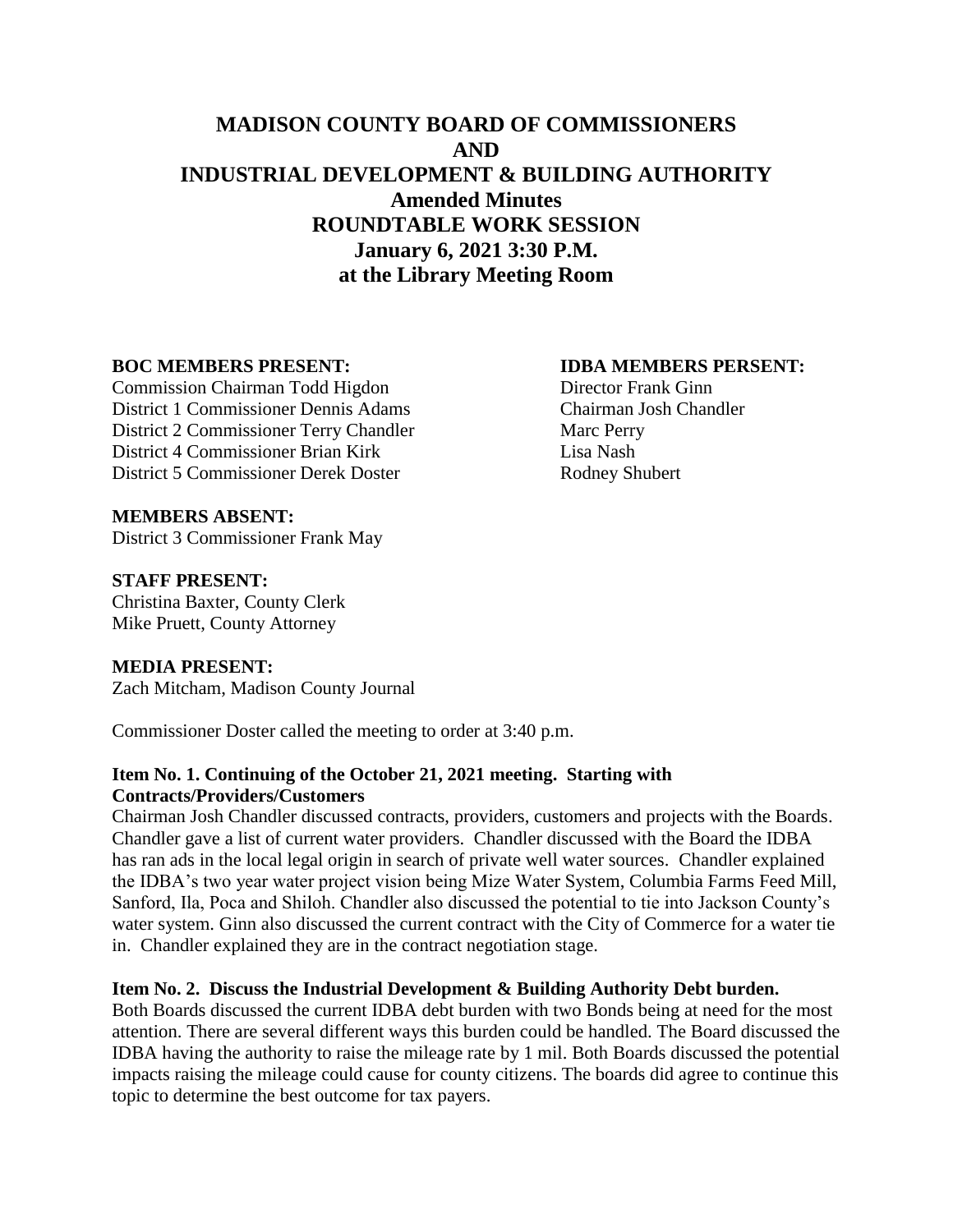# MADISON COUNTY BOARD OF COMMISSIONERS
# AND
# INDUSTRIAL DEVELOPMENT & BUILDING AUTHORITY
## Amended Minutes
## ROUNDTABLE WORK SESSION
## January 6, 2021 3:30 P.M.
## at the Library Meeting Room

**BOC MEMBERS PRESENT:**
Commission Chairman Todd Higdon
District 1 Commissioner Dennis Adams
District 2 Commissioner Terry Chandler
District 4 Commissioner Brian Kirk
District 5 Commissioner Derek Doster

**IDBA MEMBERS PERSENT:**
Director Frank Ginn
Chairman Josh Chandler
Marc Perry
Lisa Nash
Rodney Shubert

**MEMBERS ABSENT:**
District 3 Commissioner Frank May

**STAFF PRESENT:**
Christina Baxter, County Clerk
Mike Pruett, County Attorney

**MEDIA PRESENT:**
Zach Mitcham, Madison County Journal

Commissioner Doster called the meeting to order at 3:40 p.m.

**Item No. 1. Continuing of the October 21, 2021 meeting. Starting with Contracts/Providers/Customers**

Chairman Josh Chandler discussed contracts, providers, customers and projects with the Boards. Chandler gave a list of current water providers. Chandler discussed with the Board the IDBA has ran ads in the local legal origin in search of private well water sources. Chandler explained the IDBA's two year water project vision being Mize Water System, Columbia Farms Feed Mill, Sanford, Ila, Poca and Shiloh. Chandler also discussed the potential to tie into Jackson County's water system. Ginn also discussed the current contract with the City of Commerce for a water tie in. Chandler explained they are in the contract negotiation stage.

**Item No. 2. Discuss the Industrial Development & Building Authority Debt burden.**

Both Boards discussed the current IDBA debt burden with two Bonds being at need for the most attention. There are several different ways this burden could be handled. The Board discussed the IDBA having the authority to raise the mileage rate by 1 mil. Both Boards discussed the potential impacts raising the mileage could cause for county citizens. The boards did agree to continue this topic to determine the best outcome for tax payers.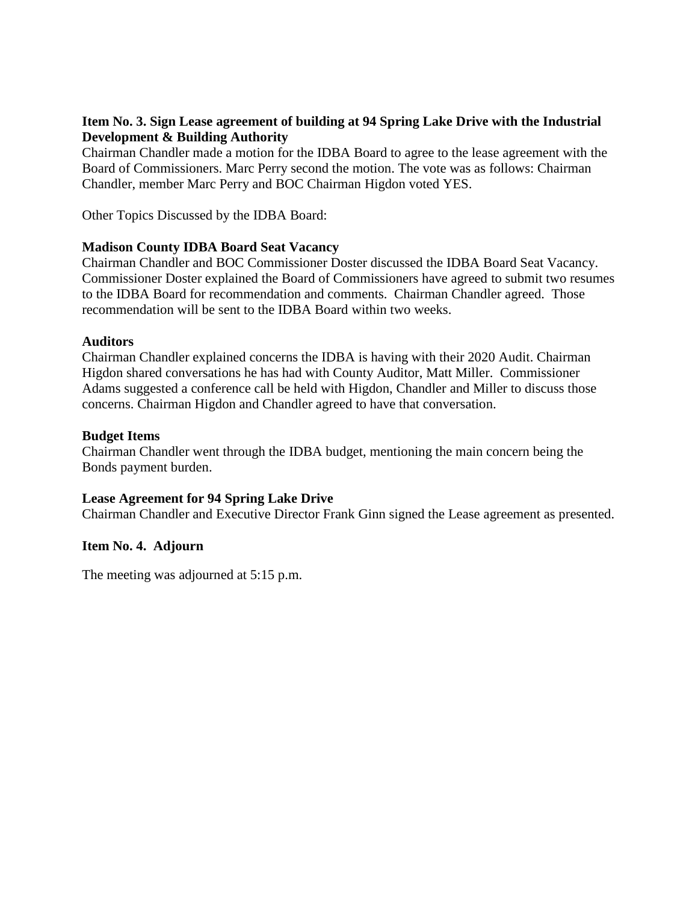**Item No. 3. Sign Lease agreement of building at 94 Spring Lake Drive with the Industrial Development & Building Authority**

Chairman Chandler made a motion for the IDBA Board to agree to the lease agreement with the Board of Commissioners. Marc Perry second the motion. The vote was as follows: Chairman Chandler, member Marc Perry and BOC Chairman Higdon voted YES.

Other Topics Discussed by the IDBA Board:

**Madison County IDBA Board Seat Vacancy**

Chairman Chandler and BOC Commissioner Doster discussed the IDBA Board Seat Vacancy. Commissioner Doster explained the Board of Commissioners have agreed to submit two resumes to the IDBA Board for recommendation and comments. Chairman Chandler agreed. Those recommendation will be sent to the IDBA Board within two weeks.

**Auditors**

Chairman Chandler explained concerns the IDBA is having with their 2020 Audit. Chairman Higdon shared conversations he has had with County Auditor, Matt Miller. Commissioner Adams suggested a conference call be held with Higdon, Chandler and Miller to discuss those concerns. Chairman Higdon and Chandler agreed to have that conversation.

**Budget Items**

Chairman Chandler went through the IDBA budget, mentioning the main concern being the Bonds payment burden.

**Lease Agreement for 94 Spring Lake Drive**

Chairman Chandler and Executive Director Frank Ginn signed the Lease agreement as presented.

**Item No. 4. Adjourn**

The meeting was adjourned at 5:15 p.m.